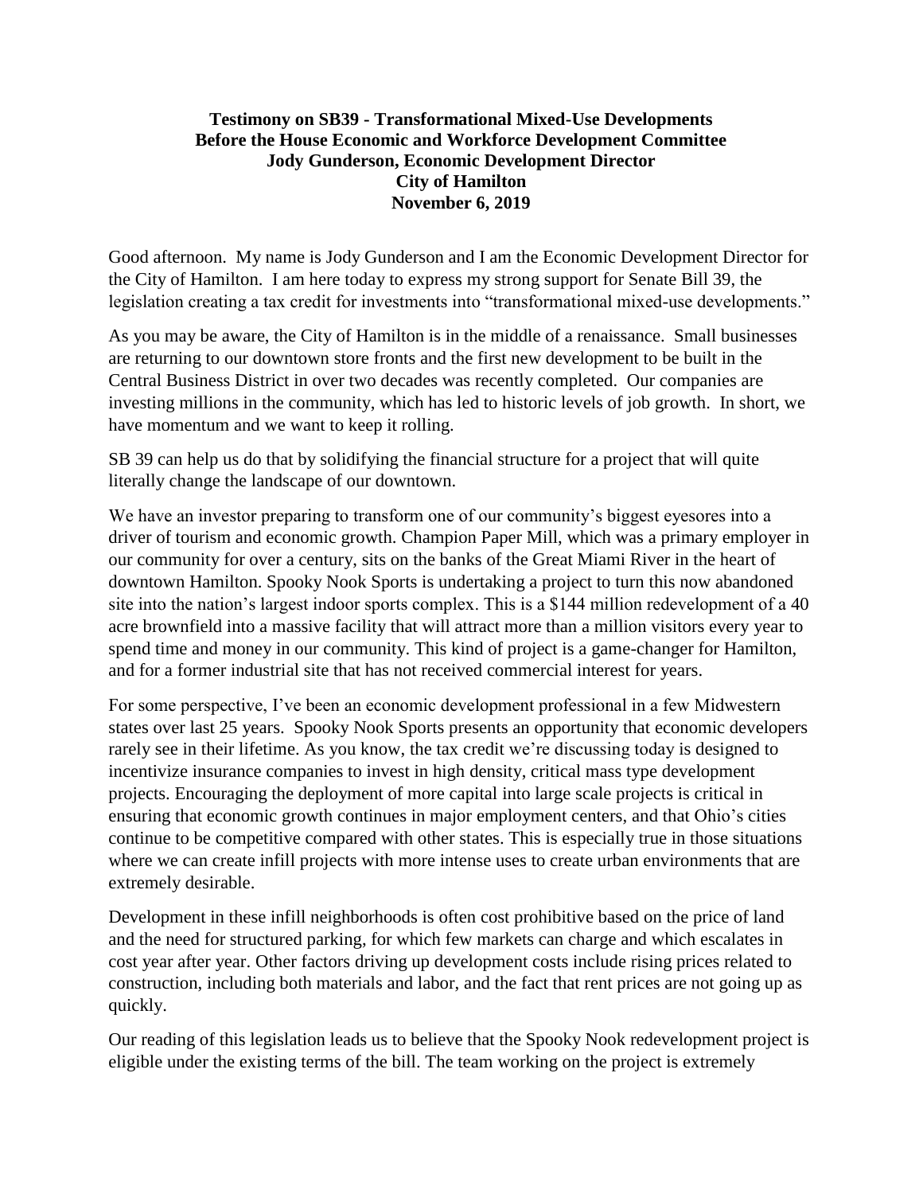**Testimony on SB39 - Transformational Mixed-Use Developments**
**Before the House Economic and Workforce Development Committee**
**Jody Gunderson, Economic Development Director**
**City of Hamilton**
**November 6, 2019**

Good afternoon. My name is Jody Gunderson and I am the Economic Development Director for the City of Hamilton. I am here today to express my strong support for Senate Bill 39, the legislation creating a tax credit for investments into "transformational mixed-use developments."

As you may be aware, the City of Hamilton is in the middle of a renaissance. Small businesses are returning to our downtown store fronts and the first new development to be built in the Central Business District in over two decades was recently completed. Our companies are investing millions in the community, which has led to historic levels of job growth. In short, we have momentum and we want to keep it rolling.

SB 39 can help us do that by solidifying the financial structure for a project that will quite literally change the landscape of our downtown.

We have an investor preparing to transform one of our community's biggest eyesores into a driver of tourism and economic growth. Champion Paper Mill, which was a primary employer in our community for over a century, sits on the banks of the Great Miami River in the heart of downtown Hamilton. Spooky Nook Sports is undertaking a project to turn this now abandoned site into the nation's largest indoor sports complex. This is a $144 million redevelopment of a 40 acre brownfield into a massive facility that will attract more than a million visitors every year to spend time and money in our community. This kind of project is a game-changer for Hamilton, and for a former industrial site that has not received commercial interest for years.

For some perspective, I've been an economic development professional in a few Midwestern states over last 25 years. Spooky Nook Sports presents an opportunity that economic developers rarely see in their lifetime. As you know, the tax credit we're discussing today is designed to incentivize insurance companies to invest in high density, critical mass type development projects. Encouraging the deployment of more capital into large scale projects is critical in ensuring that economic growth continues in major employment centers, and that Ohio's cities continue to be competitive compared with other states. This is especially true in those situations where we can create infill projects with more intense uses to create urban environments that are extremely desirable.

Development in these infill neighborhoods is often cost prohibitive based on the price of land and the need for structured parking, for which few markets can charge and which escalates in cost year after year. Other factors driving up development costs include rising prices related to construction, including both materials and labor, and the fact that rent prices are not going up as quickly.

Our reading of this legislation leads us to believe that the Spooky Nook redevelopment project is eligible under the existing terms of the bill. The team working on the project is extremely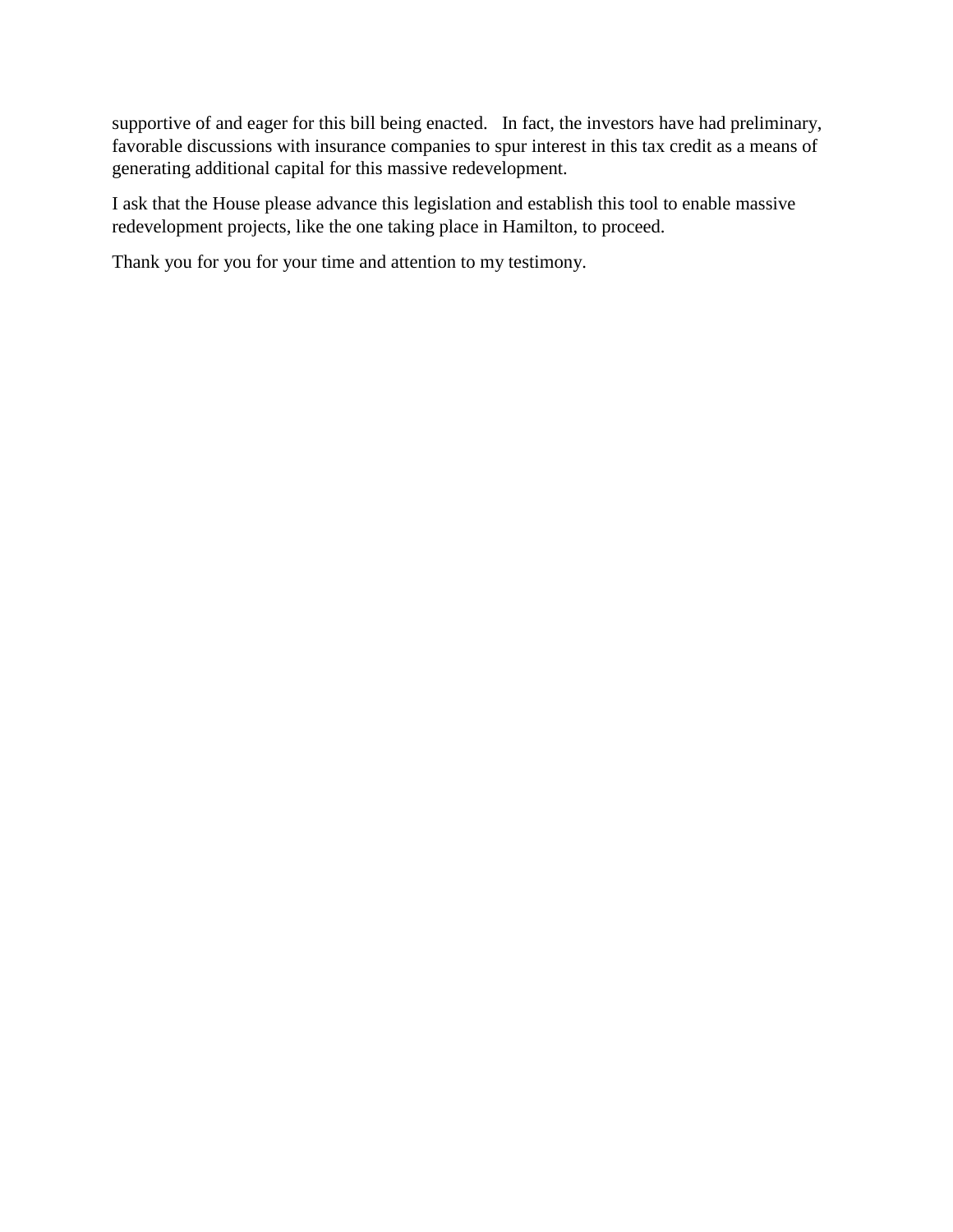supportive of and eager for this bill being enacted. In fact, the investors have had preliminary, favorable discussions with insurance companies to spur interest in this tax credit as a means of generating additional capital for this massive redevelopment.

I ask that the House please advance this legislation and establish this tool to enable massive redevelopment projects, like the one taking place in Hamilton, to proceed.

Thank you for you for your time and attention to my testimony.